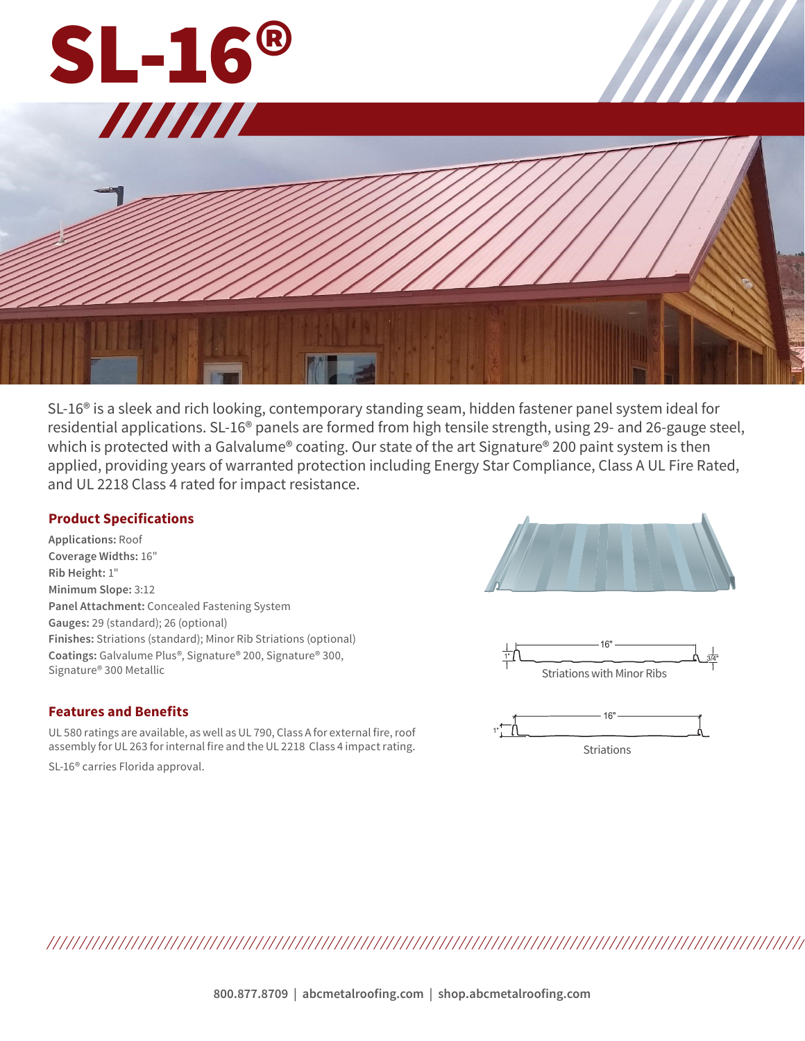# SL-16®

SL-16® is a sleek and rich looking, contemporary standing seam, hidden fastener panel system ideal for residential applications. SL-16® panels are formed from high tensile strength, using 29- and 26-gauge steel, which is protected with a Galvalume® coating. Our state of the art Signature® 200 paint system is then applied, providing years of warranted protection including Energy Star Compliance, Class A UL Fire Rated, and UL 2218 Class 4 rated for impact resistance.

## Product Specifications

**Applications:** Roof
**Coverage Widths:** 16"
**Rib Height:** 1"
**Minimum Slope:** 3:12
**Panel Attachment:** Concealed Fastening System
**Gauges:** 29 (standard); 26 (optional)
**Finishes:** Striations (standard); Minor Rib Striations (optional)
**Coatings:** Galvalume Plus®, Signature® 200, Signature® 300, Signature® 300 Metallic

16" 1" 3/4"

Striations with Minor Ribs

16" 1"

Striations

## Features and Benefits

UL 580 ratings are available, as well as UL 790, Class A for external fire, roof assembly for UL 263 for internal fire and the UL 2218 Class 4 impact rating.

SL-16® carries Florida approval.

800.877.8709 | abcmetalroofing.com | shop.abcmetalroofing.com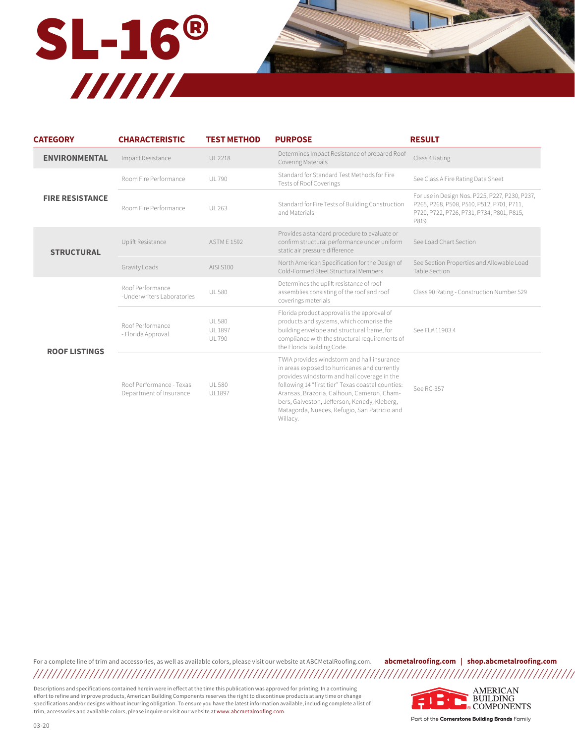# SL-16®

| CATEGORY | CHARACTERISTIC | TEST METHOD | PURPOSE | RESULT |
|---|---|---|---|---|
| ENVIRONMENTAL | Impact Resistance | UL 2218 | Determines Impact Resistance of prepared Roof Covering Materials | Class 4 Rating |
| FIRE RESISTANCE | Room Fire Performance | UL 790 | Standard for Standard Test Methods for Fire Tests of Roof Coverings | See Class A Fire Rating Data Sheet |
| | Room Fire Performance | UL 263 | Standard for Fire Tests of Building Construction and Materials | For use in Design Nos. P225, P227, P230, P237, P265, P268, P508, P510, P512, P701, P711, P720, P722, P726, P731, P734, P801, P815, P819. |
| STRUCTURAL | Uplift Resistance | ASTM E 1592 | Provides a standard procedure to evaluate or confirm structural performance under uniform static air pressure difference | See Load Chart Section |
| | Gravity Loads | AISI S100 | North American Specification for the Design of Cold-Formed Steel Structural Members | See Section Properties and Allowable Load Table Section |
| ROOF LISTINGS | Roof Performance -Underwriters Laboratories | UL 580 | Determines the uplift resistance of roof assemblies consisting of the roof and roof coverings materials | Class 90 Rating - Construction Number 529 |
| | Roof Performance - Florida Approval | UL 580<br>UL 1897<br>UL 790 | Florida product approval is the approval of products and systems, which comprise the building envelope and structural frame, for compliance with the structural requirements of the Florida Building Code. | See FL# 11903.4 |
| | Roof Performance - Texas Department of Insurance | UL 580<br>UL1897 | TWIA provides windstorm and hail insurance in areas exposed to hurricanes and currently provides windstorm and hail coverage in the following 14 "first tier" Texas coastal counties: Aransas, Brazoria, Calhoun, Cameron, Chambers, Galveston, Jefferson, Kenedy, Kleberg, Matagorda, Nueces, Refugio, San Patricio and Willacy. | See RC-357 |

For a complete line of trim and accessories, as well as available colors, please visit our website at ABCMetalRoofing.com.

**abcmetalroofing.com | shop.abcmetalroofing.com**

Descriptions and specifications contained herein were in effect at the time this publication was approved for printing. In a continuing effort to refine and improve products, American Building Components reserves the right to discontinue products at any time or change specifications and/or designs without incurring obligation. To ensure you have the latest information available, including complete a list of trim, accessories and available colors, please inquire or visit our website at www.abcmetalroofing.com.

AMERICAN BUILDING COMPONENTS

Part of the **Cornerstone Building Brands** Family

03-20